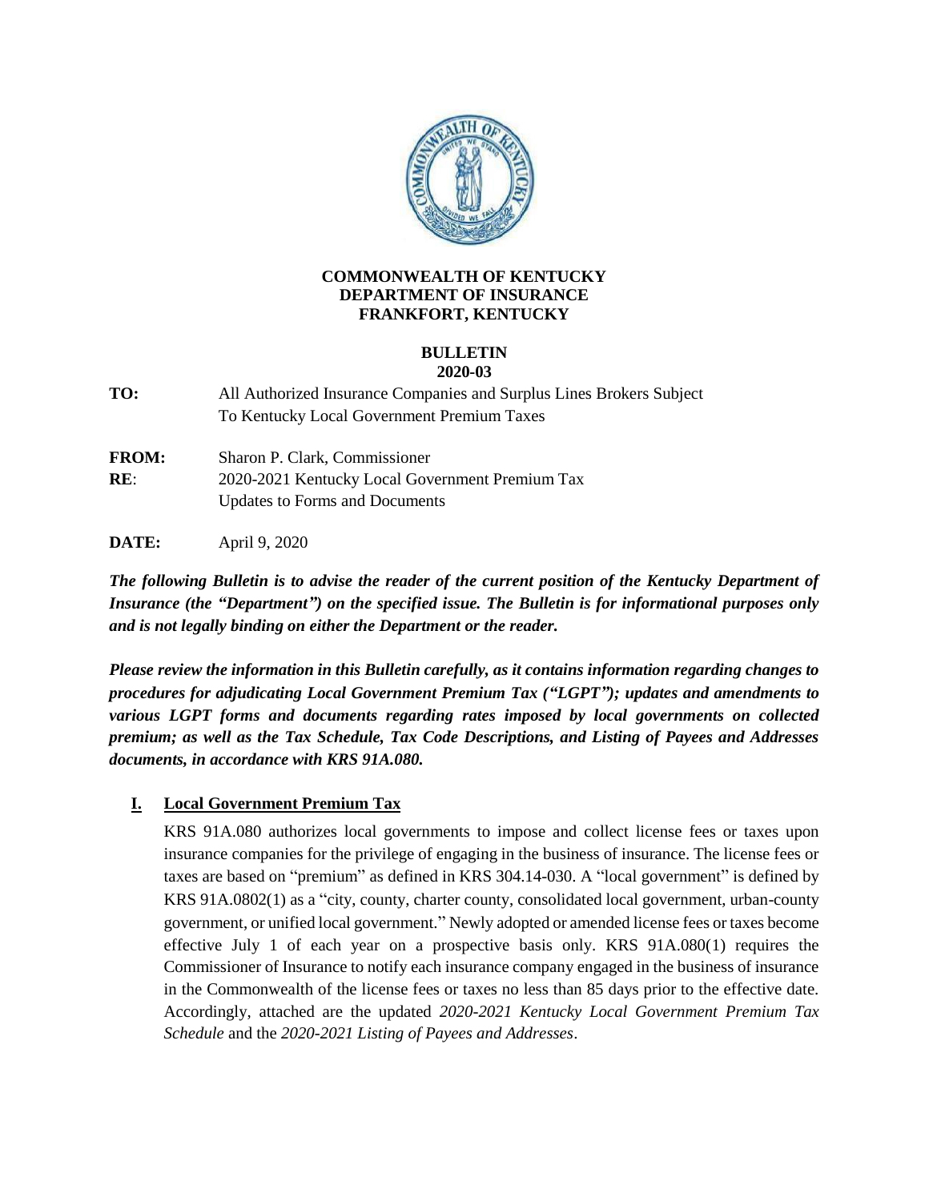**COMMONWEALTH OF KENTUCKY**
**DEPARTMENT OF INSURANCE**
**FRANKFORT, KENTUCKY**

**BULLETIN**
**2020-03**

**TO:** All Authorized Insurance Companies and Surplus Lines Brokers Subject To Kentucky Local Government Premium Taxes

**FROM:** Sharon P. Clark, Commissioner

**RE**: 2020-2021 Kentucky Local Government Premium Tax Updates to Forms and Documents

**DATE:** April 9, 2020

***The following Bulletin is to advise the reader of the current position of the Kentucky Department of Insurance (the "Department") on the specified issue. The Bulletin is for informational purposes only and is not legally binding on either the Department or the reader.***

***Please review the information in this Bulletin carefully, as it contains information regarding changes to procedures for adjudicating Local Government Premium Tax ("LGPT"); updates and amendments to various LGPT forms and documents regarding rates imposed by local governments on collected premium; as well as the Tax Schedule, Tax Code Descriptions, and Listing of Payees and Addresses documents, in accordance with KRS 91A.080.***

## I. Local Government Premium Tax

KRS 91A.080 authorizes local governments to impose and collect license fees or taxes upon insurance companies for the privilege of engaging in the business of insurance. The license fees or taxes are based on "premium" as defined in KRS 304.14-030. A "local government" is defined by KRS 91A.0802(1) as a "city, county, charter county, consolidated local government, urban-county government, or unified local government." Newly adopted or amended license fees or taxes become effective July 1 of each year on a prospective basis only. KRS 91A.080(1) requires the Commissioner of Insurance to notify each insurance company engaged in the business of insurance in the Commonwealth of the license fees or taxes no less than 85 days prior to the effective date. Accordingly, attached are the updated *2020-2021 Kentucky Local Government Premium Tax Schedule* and the *2020-2021 Listing of Payees and Addresses*.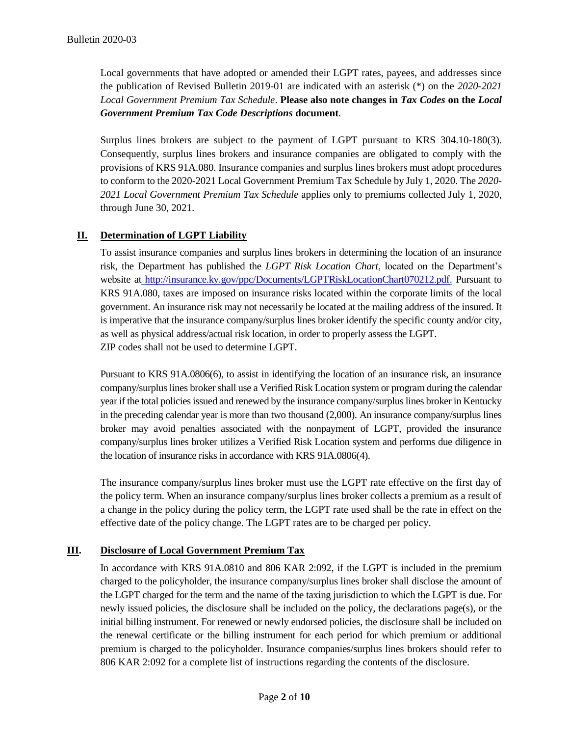Local governments that have adopted or amended their LGPT rates, payees, and addresses since the publication of Revised Bulletin 2019-01 are indicated with an asterisk (*) on the *2020-2021 Local Government Premium Tax Schedule*. **Please also note changes in *Tax Codes* on the *Local Government Premium Tax Code Descriptions* document**.

Surplus lines brokers are subject to the payment of LGPT pursuant to KRS 304.10-180(3). Consequently, surplus lines brokers and insurance companies are obligated to comply with the provisions of KRS 91A.080. Insurance companies and surplus lines brokers must adopt procedures to conform to the 2020-2021 Local Government Premium Tax Schedule by July 1, 2020. The *2020-2021 Local Government Premium Tax Schedule* applies only to premiums collected July 1, 2020, through June 30, 2021.

## II. Determination of LGPT Liability

To assist insurance companies and surplus lines brokers in determining the location of an insurance risk, the Department has published the *LGPT Risk Location Chart*, located on the Department's website at http://insurance.ky.gov/ppc/Documents/LGPTRiskLocationChart070212.pdf. Pursuant to KRS 91A.080, taxes are imposed on insurance risks located within the corporate limits of the local government. An insurance risk may not necessarily be located at the mailing address of the insured. It is imperative that the insurance company/surplus lines broker identify the specific county and/or city, as well as physical address/actual risk location, in order to properly assess the LGPT. ZIP codes shall not be used to determine LGPT.

Pursuant to KRS 91A.0806(6), to assist in identifying the location of an insurance risk, an insurance company/surplus lines broker shall use a Verified Risk Location system or program during the calendar year if the total policies issued and renewed by the insurance company/surplus lines broker in Kentucky in the preceding calendar year is more than two thousand (2,000). An insurance company/surplus lines broker may avoid penalties associated with the nonpayment of LGPT, provided the insurance company/surplus lines broker utilizes a Verified Risk Location system and performs due diligence in the location of insurance risks in accordance with KRS 91A.0806(4).

The insurance company/surplus lines broker must use the LGPT rate effective on the first day of the policy term. When an insurance company/surplus lines broker collects a premium as a result of a change in the policy during the policy term, the LGPT rate used shall be the rate in effect on the effective date of the policy change. The LGPT rates are to be charged per policy.

## III. Disclosure of Local Government Premium Tax

In accordance with KRS 91A.0810 and 806 KAR 2:092, if the LGPT is included in the premium charged to the policyholder, the insurance company/surplus lines broker shall disclose the amount of the LGPT charged for the term and the name of the taxing jurisdiction to which the LGPT is due. For newly issued policies, the disclosure shall be included on the policy, the declarations page(s), or the initial billing instrument. For renewed or newly endorsed policies, the disclosure shall be included on the renewal certificate or the billing instrument for each period for which premium or additional premium is charged to the policyholder. Insurance companies/surplus lines brokers should refer to 806 KAR 2:092 for a complete list of instructions regarding the contents of the disclosure.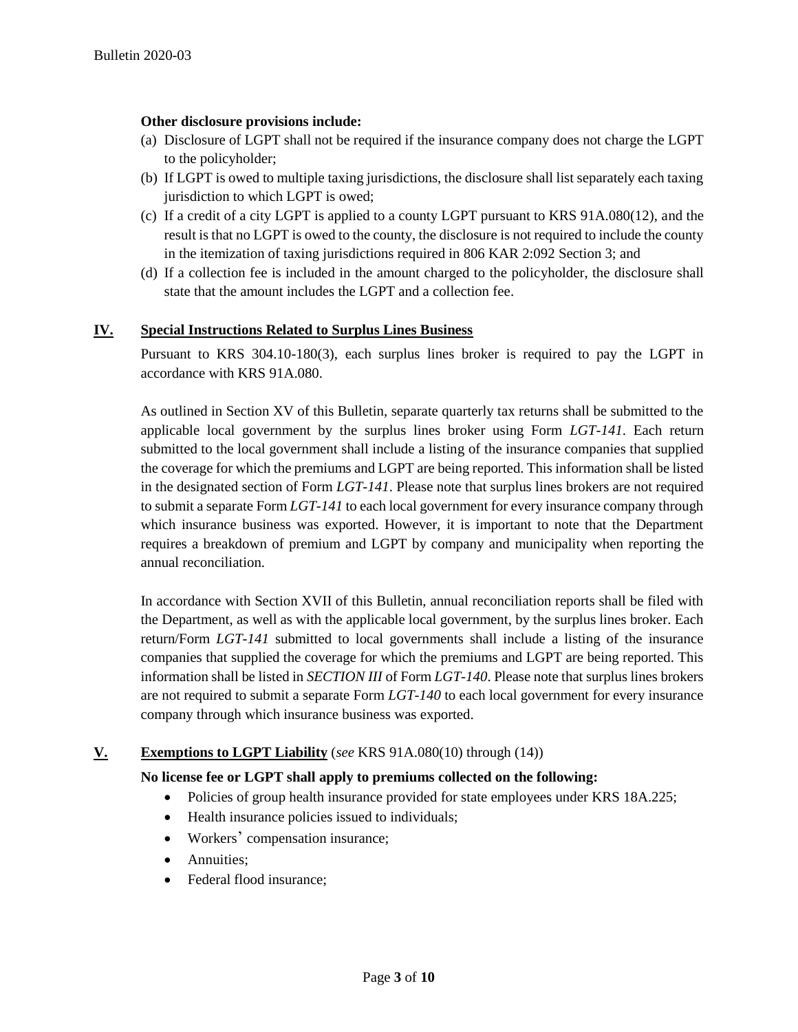**Other disclosure provisions include:**

(a) Disclosure of LGPT shall not be required if the insurance company does not charge the LGPT to the policyholder;

(b) If LGPT is owed to multiple taxing jurisdictions, the disclosure shall list separately each taxing jurisdiction to which LGPT is owed;

(c) If a credit of a city LGPT is applied to a county LGPT pursuant to KRS 91A.080(12), and the result is that no LGPT is owed to the county, the disclosure is not required to include the county in the itemization of taxing jurisdictions required in 806 KAR 2:092 Section 3; and

(d) If a collection fee is included in the amount charged to the policyholder, the disclosure shall state that the amount includes the LGPT and a collection fee.

## IV. Special Instructions Related to Surplus Lines Business

Pursuant to KRS 304.10-180(3), each surplus lines broker is required to pay the LGPT in accordance with KRS 91A.080.

As outlined in Section XV of this Bulletin, separate quarterly tax returns shall be submitted to the applicable local government by the surplus lines broker using Form *LGT-141*. Each return submitted to the local government shall include a listing of the insurance companies that supplied the coverage for which the premiums and LGPT are being reported. This information shall be listed in the designated section of Form *LGT-141*. Please note that surplus lines brokers are not required to submit a separate Form *LGT-141* to each local government for every insurance company through which insurance business was exported. However, it is important to note that the Department requires a breakdown of premium and LGPT by company and municipality when reporting the annual reconciliation.

In accordance with Section XVII of this Bulletin, annual reconciliation reports shall be filed with the Department, as well as with the applicable local government, by the surplus lines broker. Each return/Form *LGT-141* submitted to local governments shall include a listing of the insurance companies that supplied the coverage for which the premiums and LGPT are being reported. This information shall be listed in *SECTION III* of Form *LGT-140*. Please note that surplus lines brokers are not required to submit a separate Form *LGT-140* to each local government for every insurance company through which insurance business was exported.

## V. Exemptions to LGPT Liability (*see* KRS 91A.080(10) through (14))

**No license fee or LGPT shall apply to premiums collected on the following:**

- Policies of group health insurance provided for state employees under KRS 18A.225;
- Health insurance policies issued to individuals;
- Workers' compensation insurance;
- Annuities;
- Federal flood insurance;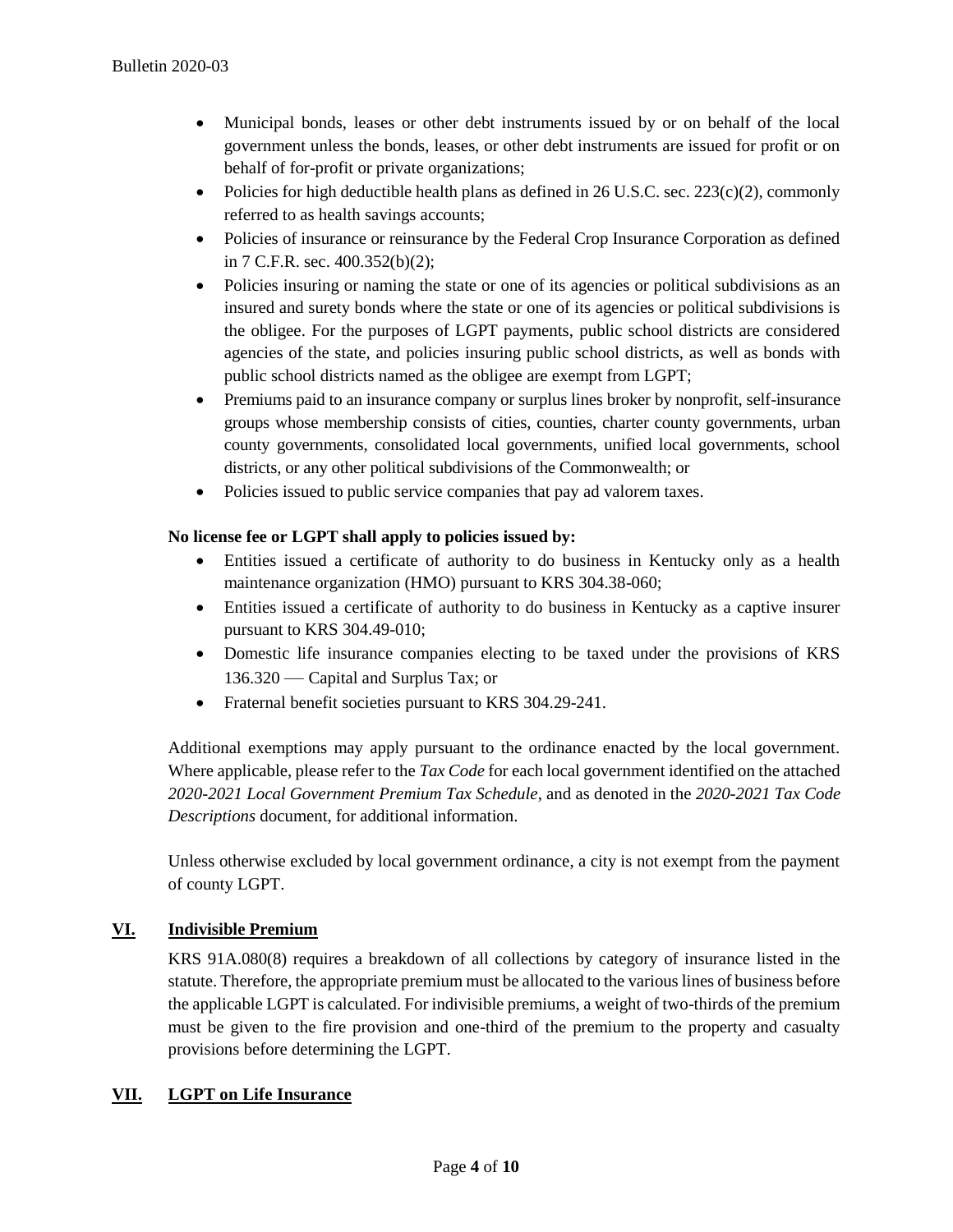- Municipal bonds, leases or other debt instruments issued by or on behalf of the local government unless the bonds, leases, or other debt instruments are issued for profit or on behalf of for-profit or private organizations;
- Policies for high deductible health plans as defined in 26 U.S.C. sec. 223(c)(2), commonly referred to as health savings accounts;
- Policies of insurance or reinsurance by the Federal Crop Insurance Corporation as defined in 7 C.F.R. sec. 400.352(b)(2);
- Policies insuring or naming the state or one of its agencies or political subdivisions as an insured and surety bonds where the state or one of its agencies or political subdivisions is the obligee. For the purposes of LGPT payments, public school districts are considered agencies of the state, and policies insuring public school districts, as well as bonds with public school districts named as the obligee are exempt from LGPT;
- Premiums paid to an insurance company or surplus lines broker by nonprofit, self-insurance groups whose membership consists of cities, counties, charter county governments, urban county governments, consolidated local governments, unified local governments, school districts, or any other political subdivisions of the Commonwealth; or
- Policies issued to public service companies that pay ad valorem taxes.

**No license fee or LGPT shall apply to policies issued by:**

- Entities issued a certificate of authority to do business in Kentucky only as a health maintenance organization (HMO) pursuant to KRS 304.38-060;
- Entities issued a certificate of authority to do business in Kentucky as a captive insurer pursuant to KRS 304.49-010;
- Domestic life insurance companies electing to be taxed under the provisions of KRS 136.320 — Capital and Surplus Tax; or
- Fraternal benefit societies pursuant to KRS 304.29-241.

Additional exemptions may apply pursuant to the ordinance enacted by the local government. Where applicable, please refer to the *Tax Code* for each local government identified on the attached *2020-2021 Local Government Premium Tax Schedule*, and as denoted in the *2020-2021 Tax Code Descriptions* document, for additional information.

Unless otherwise excluded by local government ordinance, a city is not exempt from the payment of county LGPT.

## VI. Indivisible Premium

KRS 91A.080(8) requires a breakdown of all collections by category of insurance listed in the statute. Therefore, the appropriate premium must be allocated to the various lines of business before the applicable LGPT is calculated. For indivisible premiums, a weight of two-thirds of the premium must be given to the fire provision and one-third of the premium to the property and casualty provisions before determining the LGPT.

## VII. LGPT on Life Insurance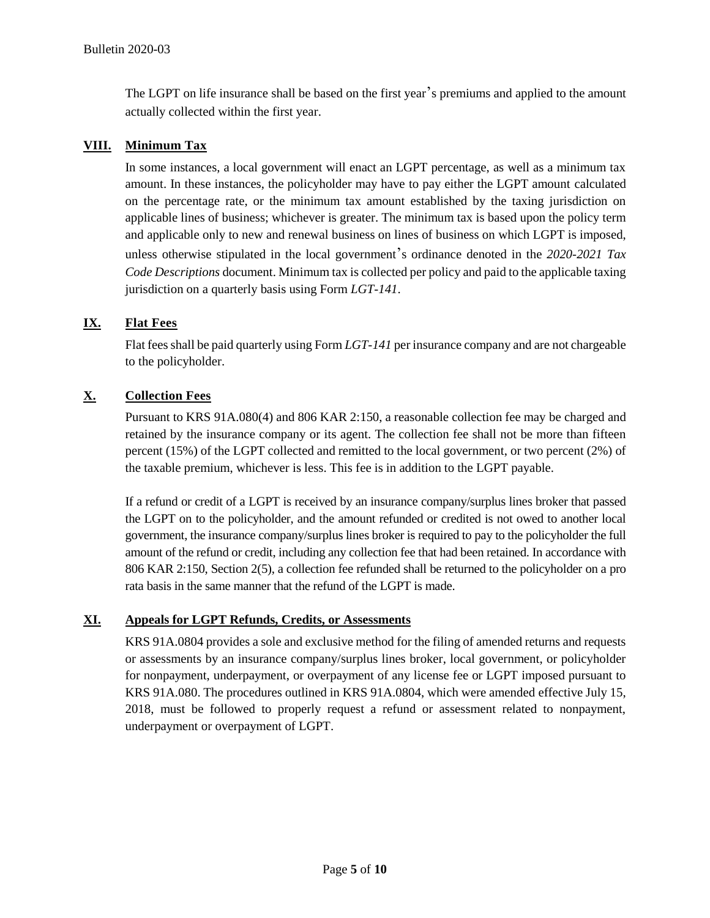The LGPT on life insurance shall be based on the first year's premiums and applied to the amount actually collected within the first year.

## VIII. Minimum Tax

In some instances, a local government will enact an LGPT percentage, as well as a minimum tax amount. In these instances, the policyholder may have to pay either the LGPT amount calculated on the percentage rate, or the minimum tax amount established by the taxing jurisdiction on applicable lines of business; whichever is greater. The minimum tax is based upon the policy term and applicable only to new and renewal business on lines of business on which LGPT is imposed, unless otherwise stipulated in the local government's ordinance denoted in the *2020-2021 Tax Code Descriptions* document. Minimum tax is collected per policy and paid to the applicable taxing jurisdiction on a quarterly basis using Form *LGT-141*.

## IX. Flat Fees

Flat fees shall be paid quarterly using Form *LGT-141* per insurance company and are not chargeable to the policyholder.

## X. Collection Fees

Pursuant to KRS 91A.080(4) and 806 KAR 2:150, a reasonable collection fee may be charged and retained by the insurance company or its agent. The collection fee shall not be more than fifteen percent (15%) of the LGPT collected and remitted to the local government, or two percent (2%) of the taxable premium, whichever is less. This fee is in addition to the LGPT payable.

If a refund or credit of a LGPT is received by an insurance company/surplus lines broker that passed the LGPT on to the policyholder, and the amount refunded or credited is not owed to another local government, the insurance company/surplus lines broker is required to pay to the policyholder the full amount of the refund or credit, including any collection fee that had been retained. In accordance with 806 KAR 2:150, Section 2(5), a collection fee refunded shall be returned to the policyholder on a pro rata basis in the same manner that the refund of the LGPT is made.

## XI. Appeals for LGPT Refunds, Credits, or Assessments

KRS 91A.0804 provides a sole and exclusive method for the filing of amended returns and requests or assessments by an insurance company/surplus lines broker, local government, or policyholder for nonpayment, underpayment, or overpayment of any license fee or LGPT imposed pursuant to KRS 91A.080. The procedures outlined in KRS 91A.0804, which were amended effective July 15, 2018, must be followed to properly request a refund or assessment related to nonpayment, underpayment or overpayment of LGPT.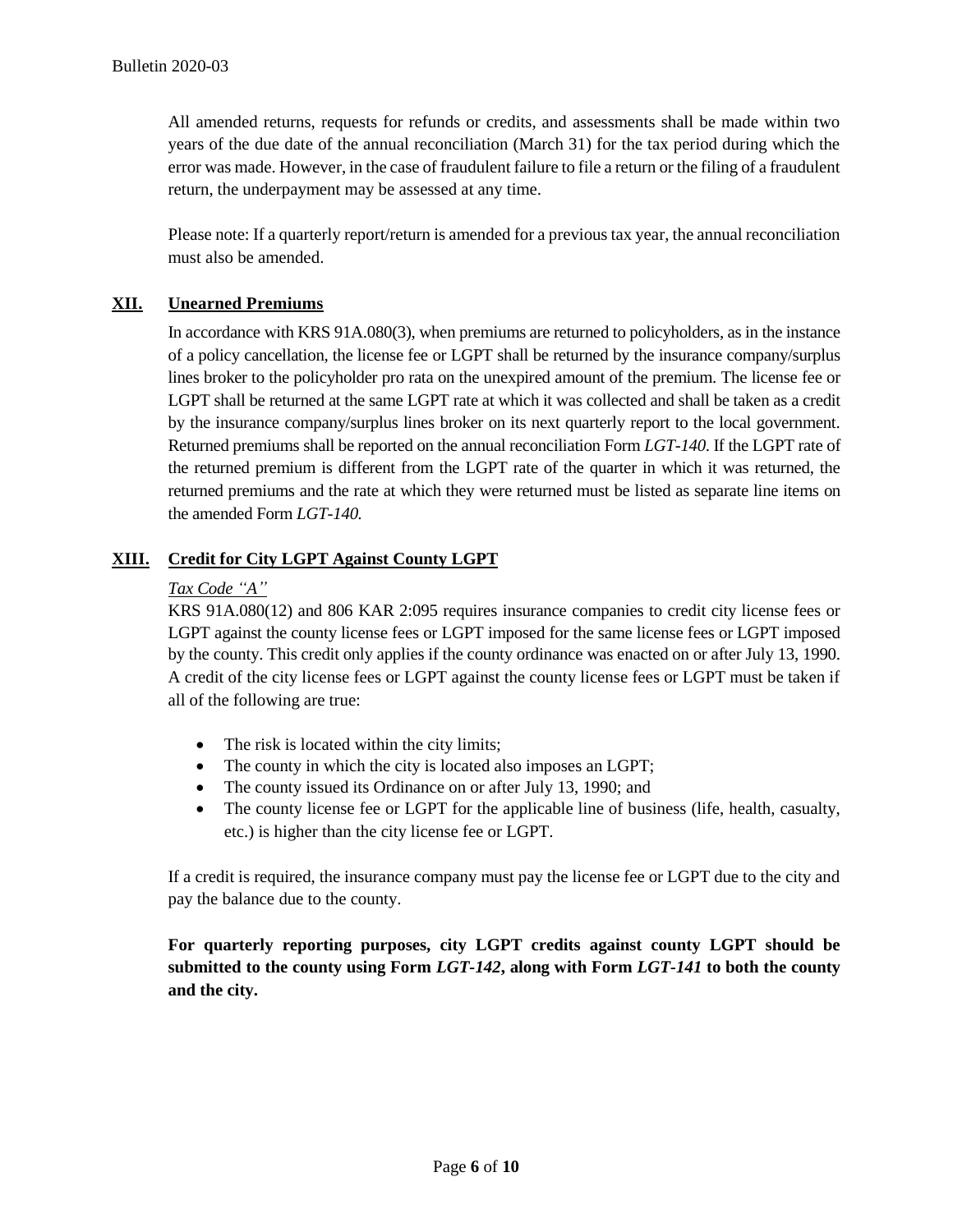All amended returns, requests for refunds or credits, and assessments shall be made within two years of the due date of the annual reconciliation (March 31) for the tax period during which the error was made. However, in the case of fraudulent failure to file a return or the filing of a fraudulent return, the underpayment may be assessed at any time.

Please note: If a quarterly report/return is amended for a previous tax year, the annual reconciliation must also be amended.

## XII. Unearned Premiums

In accordance with KRS 91A.080(3), when premiums are returned to policyholders, as in the instance of a policy cancellation, the license fee or LGPT shall be returned by the insurance company/surplus lines broker to the policyholder pro rata on the unexpired amount of the premium. The license fee or LGPT shall be returned at the same LGPT rate at which it was collected and shall be taken as a credit by the insurance company/surplus lines broker on its next quarterly report to the local government. Returned premiums shall be reported on the annual reconciliation Form *LGT-140*. If the LGPT rate of the returned premium is different from the LGPT rate of the quarter in which it was returned, the returned premiums and the rate at which they were returned must be listed as separate line items on the amended Form *LGT-140.*

## XIII. Credit for City LGPT Against County LGPT

*Tax Code "A"*

KRS 91A.080(12) and 806 KAR 2:095 requires insurance companies to credit city license fees or LGPT against the county license fees or LGPT imposed for the same license fees or LGPT imposed by the county. This credit only applies if the county ordinance was enacted on or after July 13, 1990. A credit of the city license fees or LGPT against the county license fees or LGPT must be taken if all of the following are true:

- The risk is located within the city limits;
- The county in which the city is located also imposes an LGPT;
- The county issued its Ordinance on or after July 13, 1990; and
- The county license fee or LGPT for the applicable line of business (life, health, casualty, etc.) is higher than the city license fee or LGPT.

If a credit is required, the insurance company must pay the license fee or LGPT due to the city and pay the balance due to the county.

**For quarterly reporting purposes, city LGPT credits against county LGPT should be submitted to the county using Form *LGT-142*, along with Form *LGT-141* to both the county and the city.**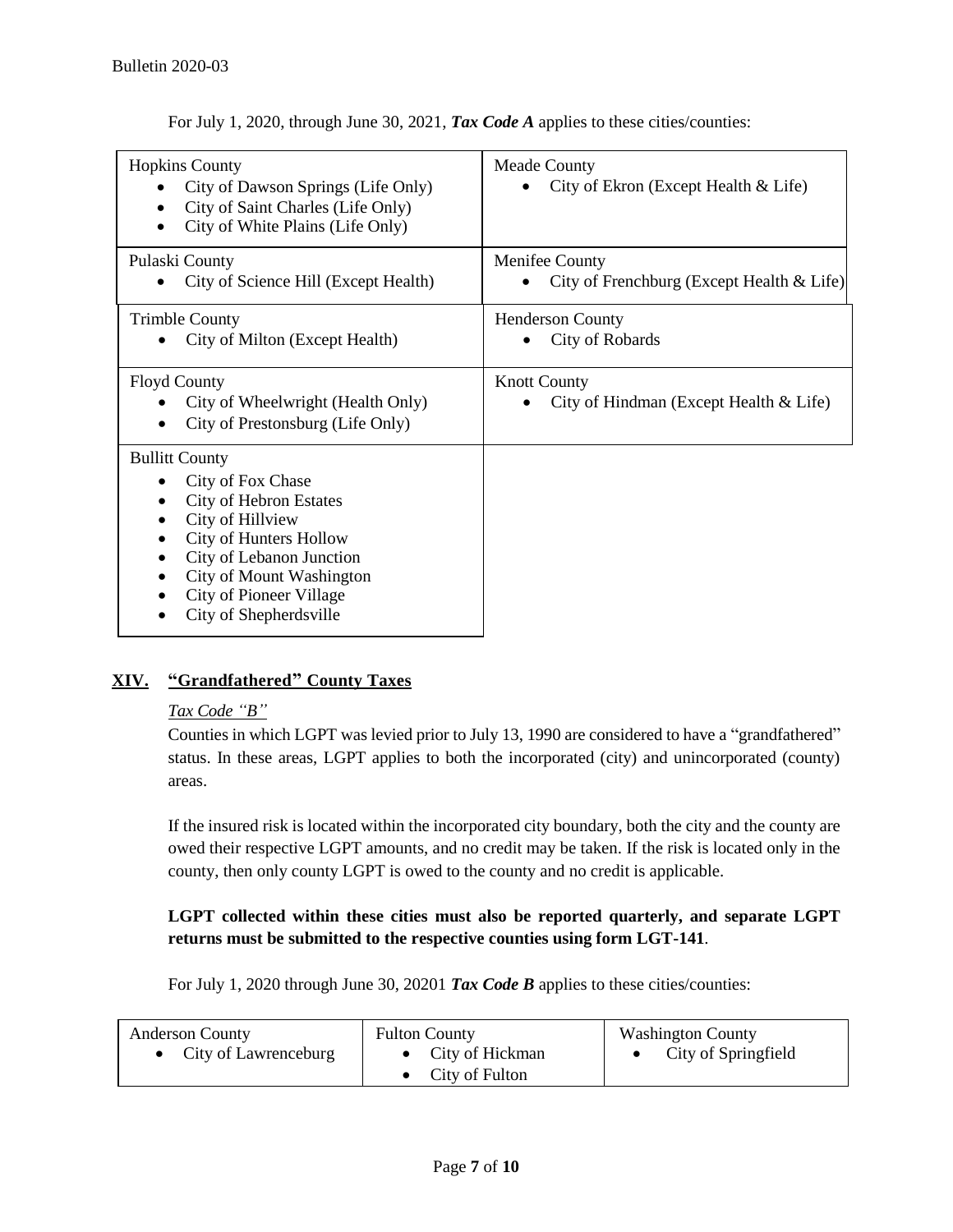For July 1, 2020, through June 30, 2021, ***Tax Code A*** applies to these cities/counties:

| | |
|---|---|
| Hopkins County<br>• City of Dawson Springs (Life Only)<br>• City of Saint Charles (Life Only)<br>• City of White Plains (Life Only) | Meade County<br>• City of Ekron (Except Health & Life) |
| Pulaski County<br>• City of Science Hill (Except Health) | Menifee County<br>• City of Frenchburg (Except Health & Life) |
| Trimble County<br>• City of Milton (Except Health) | Henderson County<br>• City of Robards |
| Floyd County<br>• City of Wheelwright (Health Only)<br>• City of Prestonsburg (Life Only) | Knott County<br>• City of Hindman (Except Health & Life) |
| Bullitt County<br>• City of Fox Chase<br>• City of Hebron Estates<br>• City of Hillview<br>• City of Hunters Hollow<br>• City of Lebanon Junction<br>• City of Mount Washington<br>• City of Pioneer Village<br>• City of Shepherdsville | |

## XIV. "Grandfathered" County Taxes

*Tax Code "B"*

Counties in which LGPT was levied prior to July 13, 1990 are considered to have a "grandfathered" status. In these areas, LGPT applies to both the incorporated (city) and unincorporated (county) areas.

If the insured risk is located within the incorporated city boundary, both the city and the county are owed their respective LGPT amounts, and no credit may be taken. If the risk is located only in the county, then only county LGPT is owed to the county and no credit is applicable.

**LGPT collected within these cities must also be reported quarterly, and separate LGPT returns must be submitted to the respective counties using form LGT-141**.

For July 1, 2020 through June 30, 20201 ***Tax Code B*** applies to these cities/counties:

| | | |
|---|---|---|
| Anderson County<br>• City of Lawrenceburg | Fulton County<br>• City of Hickman<br>• City of Fulton | Washington County<br>• City of Springfield |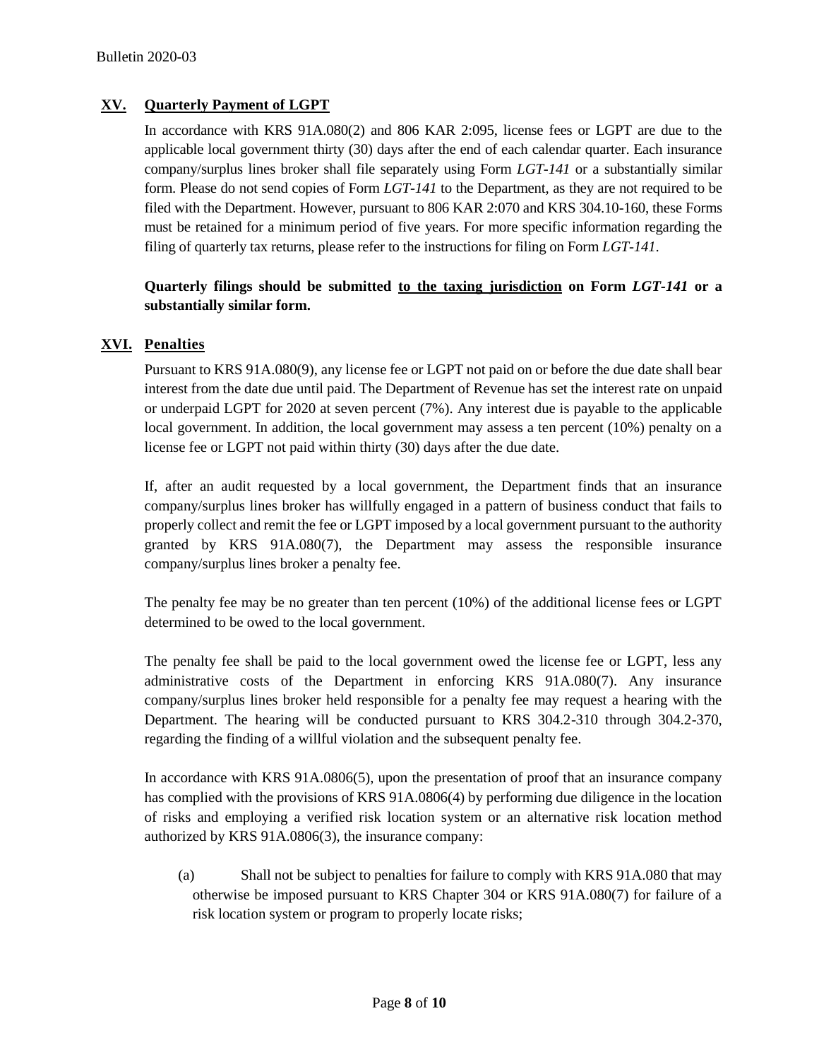## XV. Quarterly Payment of LGPT

In accordance with KRS 91A.080(2) and 806 KAR 2:095, license fees or LGPT are due to the applicable local government thirty (30) days after the end of each calendar quarter. Each insurance company/surplus lines broker shall file separately using Form *LGT-141* or a substantially similar form. Please do not send copies of Form *LGT-141* to the Department, as they are not required to be filed with the Department. However, pursuant to 806 KAR 2:070 and KRS 304.10-160, these Forms must be retained for a minimum period of five years. For more specific information regarding the filing of quarterly tax returns, please refer to the instructions for filing on Form *LGT-141*.

**Quarterly filings should be submitted <u>to the taxing jurisdiction</u> on Form *LGT-141* or a substantially similar form.**

## XVI. Penalties

Pursuant to KRS 91A.080(9), any license fee or LGPT not paid on or before the due date shall bear interest from the date due until paid. The Department of Revenue has set the interest rate on unpaid or underpaid LGPT for 2020 at seven percent (7%). Any interest due is payable to the applicable local government. In addition, the local government may assess a ten percent (10%) penalty on a license fee or LGPT not paid within thirty (30) days after the due date.

If, after an audit requested by a local government, the Department finds that an insurance company/surplus lines broker has willfully engaged in a pattern of business conduct that fails to properly collect and remit the fee or LGPT imposed by a local government pursuant to the authority granted by KRS 91A.080(7), the Department may assess the responsible insurance company/surplus lines broker a penalty fee.

The penalty fee may be no greater than ten percent (10%) of the additional license fees or LGPT determined to be owed to the local government.

The penalty fee shall be paid to the local government owed the license fee or LGPT, less any administrative costs of the Department in enforcing KRS 91A.080(7). Any insurance company/surplus lines broker held responsible for a penalty fee may request a hearing with the Department. The hearing will be conducted pursuant to KRS 304.2-310 through 304.2-370, regarding the finding of a willful violation and the subsequent penalty fee.

In accordance with KRS 91A.0806(5), upon the presentation of proof that an insurance company has complied with the provisions of KRS 91A.0806(4) by performing due diligence in the location of risks and employing a verified risk location system or an alternative risk location method authorized by KRS 91A.0806(3), the insurance company:

(a) Shall not be subject to penalties for failure to comply with KRS 91A.080 that may otherwise be imposed pursuant to KRS Chapter 304 or KRS 91A.080(7) for failure of a risk location system or program to properly locate risks;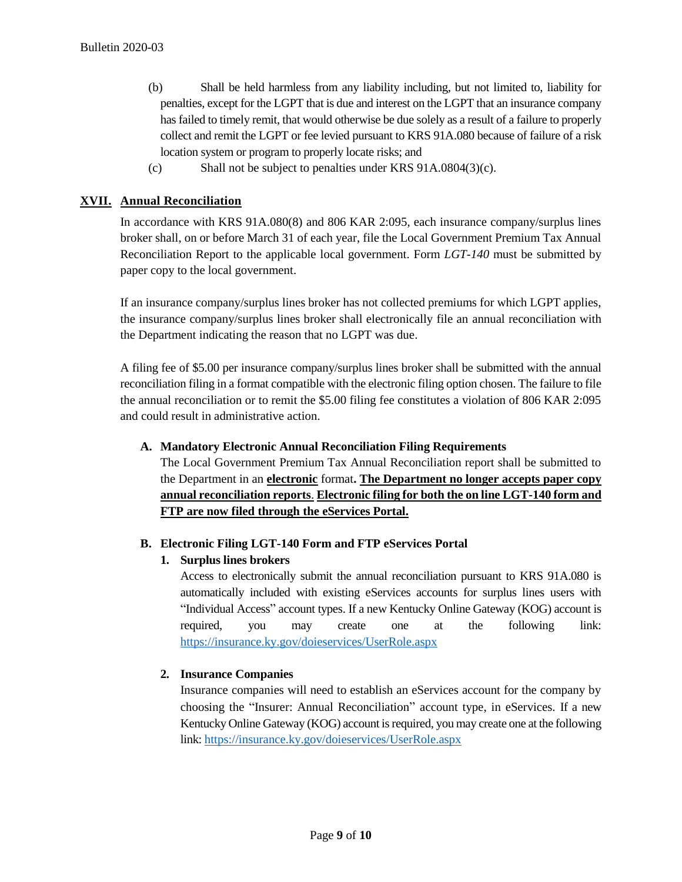(b) Shall be held harmless from any liability including, but not limited to, liability for penalties, except for the LGPT that is due and interest on the LGPT that an insurance company has failed to timely remit, that would otherwise be due solely as a result of a failure to properly collect and remit the LGPT or fee levied pursuant to KRS 91A.080 because of failure of a risk location system or program to properly locate risks; and

(c) Shall not be subject to penalties under KRS 91A.0804(3)(c).

## XVII. Annual Reconciliation

In accordance with KRS 91A.080(8) and 806 KAR 2:095, each insurance company/surplus lines broker shall, on or before March 31 of each year, file the Local Government Premium Tax Annual Reconciliation Report to the applicable local government. Form *LGT-140* must be submitted by paper copy to the local government.

If an insurance company/surplus lines broker has not collected premiums for which LGPT applies, the insurance company/surplus lines broker shall electronically file an annual reconciliation with the Department indicating the reason that no LGPT was due.

A filing fee of $5.00 per insurance company/surplus lines broker shall be submitted with the annual reconciliation filing in a format compatible with the electronic filing option chosen. The failure to file the annual reconciliation or to remit the $5.00 filing fee constitutes a violation of 806 KAR 2:095 and could result in administrative action.

### A. Mandatory Electronic Annual Reconciliation Filing Requirements

The Local Government Premium Tax Annual Reconciliation report shall be submitted to the Department in an **electronic** format**. The Department no longer accepts paper copy annual reconciliation reports**. **Electronic filing for both the on line LGT-140 form and FTP are now filed through the eServices Portal.**

### B. Electronic Filing LGT-140 Form and FTP eServices Portal

**1. Surplus lines brokers**

Access to electronically submit the annual reconciliation pursuant to KRS 91A.080 is automatically included with existing eServices accounts for surplus lines users with "Individual Access" account types. If a new Kentucky Online Gateway (KOG) account is required, you may create one at the following link: https://insurance.ky.gov/doieservices/UserRole.aspx

**2. Insurance Companies**

Insurance companies will need to establish an eServices account for the company by choosing the "Insurer: Annual Reconciliation" account type, in eServices. If a new Kentucky Online Gateway (KOG) account is required, you may create one at the following link: https://insurance.ky.gov/doieservices/UserRole.aspx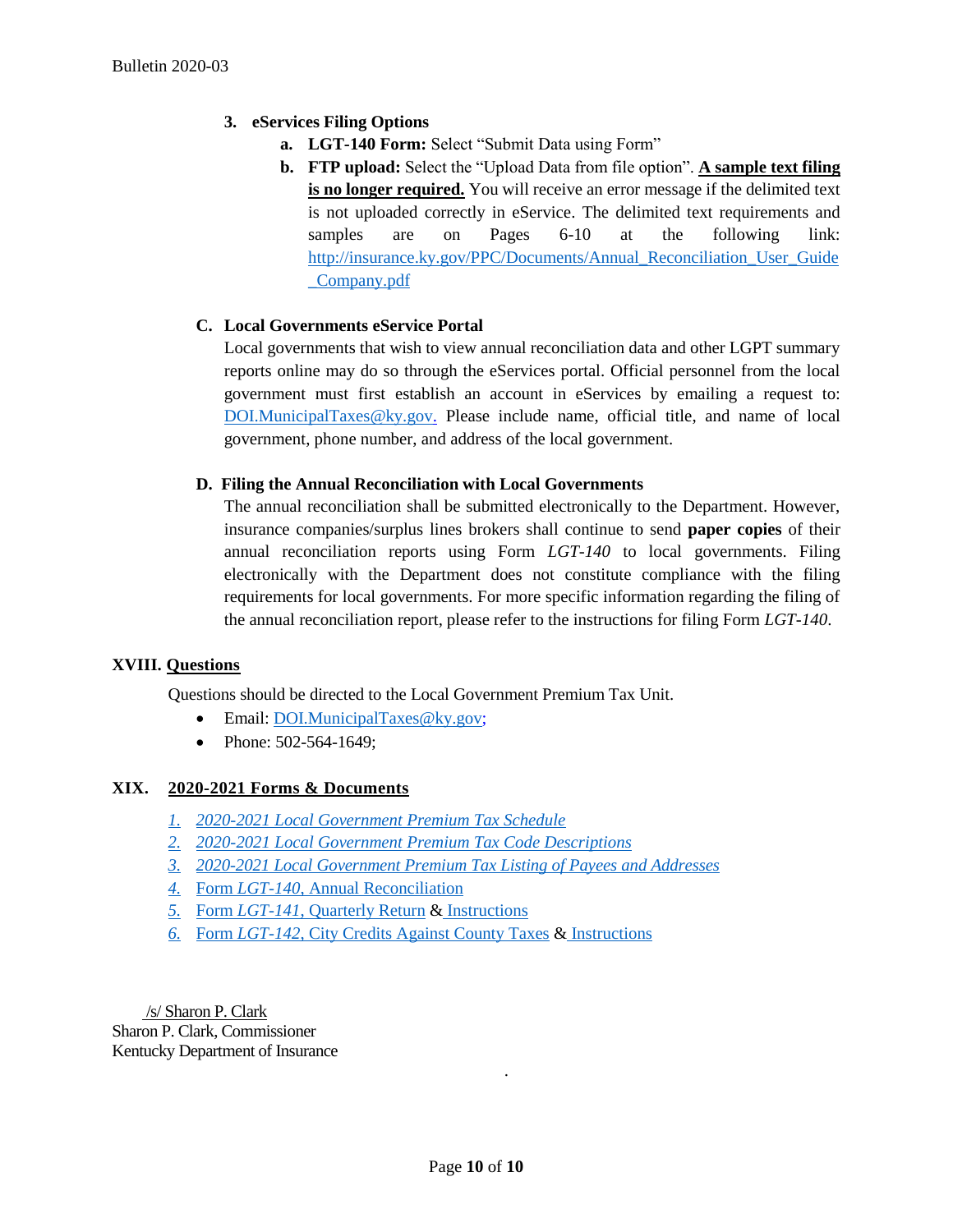3. **eServices Filing Options**
   a. **LGT-140 Form:** Select "Submit Data using Form"
   b. **FTP upload:** Select the "Upload Data from file option". **A sample text filing is no longer required.** You will receive an error message if the delimited text is not uploaded correctly in eService. The delimited text requirements and samples are on Pages 6-10 at the following link: http://insurance.ky.gov/PPC/Documents/Annual_Reconciliation_User_Guide_Company.pdf

### C. Local Governments eService Portal

Local governments that wish to view annual reconciliation data and other LGPT summary reports online may do so through the eServices portal. Official personnel from the local government must first establish an account in eServices by emailing a request to: DOI.MunicipalTaxes@ky.gov. Please include name, official title, and name of local government, phone number, and address of the local government.

### D. Filing the Annual Reconciliation with Local Governments

The annual reconciliation shall be submitted electronically to the Department. However, insurance companies/surplus lines brokers shall continue to send **paper copies** of their annual reconciliation reports using Form *LGT-140* to local governments. Filing electronically with the Department does not constitute compliance with the filing requirements for local governments. For more specific information regarding the filing of the annual reconciliation report, please refer to the instructions for filing Form *LGT-140*.

## XVIII. Questions

Questions should be directed to the Local Government Premium Tax Unit.

- Email: DOI.MunicipalTaxes@ky.gov;
- Phone: 502-564-1649;

## XIX. 2020-2021 Forms & Documents

1. *2020-2021 Local Government Premium Tax Schedule*
2. *2020-2021 Local Government Premium Tax Code Descriptions*
3. *2020-2021 Local Government Premium Tax Listing of Payees and Addresses*
4. Form *LGT-140*, Annual Reconciliation
5. Form *LGT-141*, Quarterly Return & Instructions
6. Form *LGT-142*, City Credits Against County Taxes & Instructions

/s/ Sharon P. Clark
Sharon P. Clark, Commissioner
Kentucky Department of Insurance